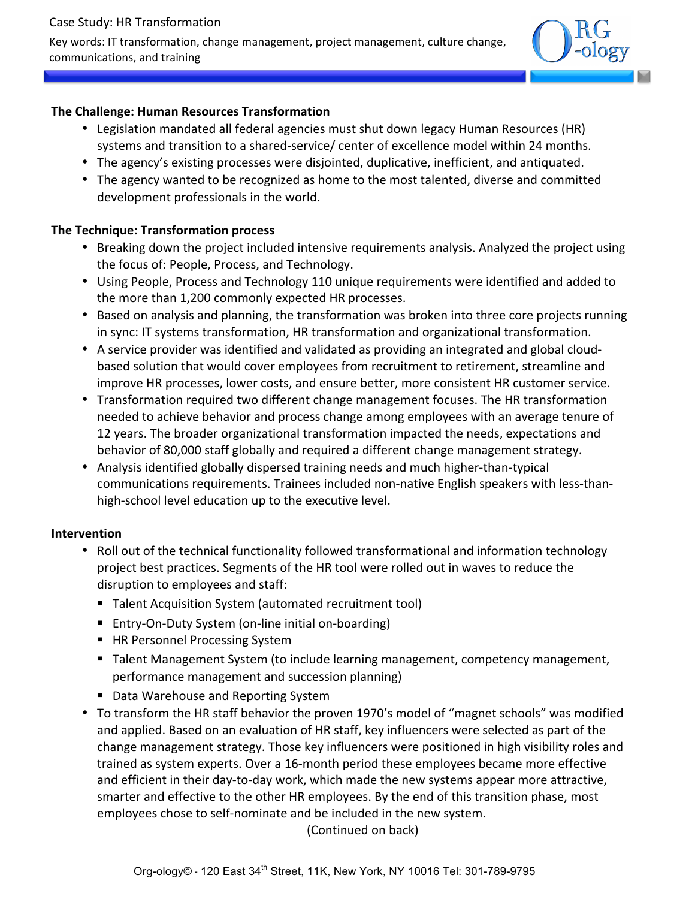Case Study: HR Transformation

Key words: IT transformation, change management, project management, culture change, communications, and training

**The Challenge: Human Resources Transformation**

- Legislation mandated all federal agencies must shut down legacy Human Resources (HR) systems and transition to a shared-service/ center of excellence model within 24 months.
- The agency's existing processes were disjointed, duplicative, inefficient, and antiquated.
- The agency wanted to be recognized as home to the most talented, diverse and committed development professionals in the world.

**The Technique: Transformation process**

- Breaking down the project included intensive requirements analysis. Analyzed the project using the focus of: People, Process, and Technology.
- Using People, Process and Technology 110 unique requirements were identified and added to the more than 1,200 commonly expected HR processes.
- Based on analysis and planning, the transformation was broken into three core projects running in sync: IT systems transformation, HR transformation and organizational transformation.
- A service provider was identified and validated as providing an integrated and global cloud-based solution that would cover employees from recruitment to retirement, streamline and improve HR processes, lower costs, and ensure better, more consistent HR customer service.
- Transformation required two different change management focuses. The HR transformation needed to achieve behavior and process change among employees with an average tenure of 12 years. The broader organizational transformation impacted the needs, expectations and behavior of 80,000 staff globally and required a different change management strategy.
- Analysis identified globally dispersed training needs and much higher-than-typical communications requirements. Trainees included non-native English speakers with less-than-high-school level education up to the executive level.

**Intervention**

- Roll out of the technical functionality followed transformational and information technology project best practices. Segments of the HR tool were rolled out in waves to reduce the disruption to employees and staff:
  - Talent Acquisition System (automated recruitment tool)
  - Entry-On-Duty System (on-line initial on-boarding)
  - HR Personnel Processing System
  - Talent Management System (to include learning management, competency management, performance management and succession planning)
  - Data Warehouse and Reporting System
- To transform the HR staff behavior the proven 1970's model of "magnet schools" was modified and applied. Based on an evaluation of HR staff, key influencers were selected as part of the change management strategy. Those key influencers were positioned in high visibility roles and trained as system experts. Over a 16-month period these employees became more effective and efficient in their day-to-day work, which made the new systems appear more attractive, smarter and effective to the other HR employees. By the end of this transition phase, most employees chose to self-nominate and be included in the new system.

(Continued on back)

Org-ology© - 120 East 34th Street, 11K, New York, NY 10016 Tel: 301-789-9795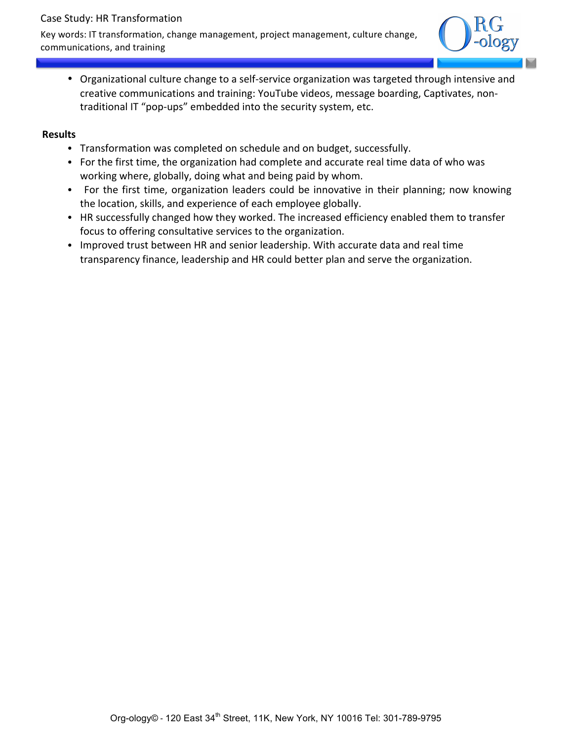- Organizational culture change to a self-service organization was targeted through intensive and creative communications and training: YouTube videos, message boarding, Captivates, non-traditional IT "pop-ups" embedded into the security system, etc.

**Results**

- Transformation was completed on schedule and on budget, successfully.
- For the first time, the organization had complete and accurate real time data of who was working where, globally, doing what and being paid by whom.
- For the first time, organization leaders could be innovative in their planning; now knowing the location, skills, and experience of each employee globally.
- HR successfully changed how they worked. The increased efficiency enabled them to transfer focus to offering consultative services to the organization.
- Improved trust between HR and senior leadership. With accurate data and real time transparency finance, leadership and HR could better plan and serve the organization.